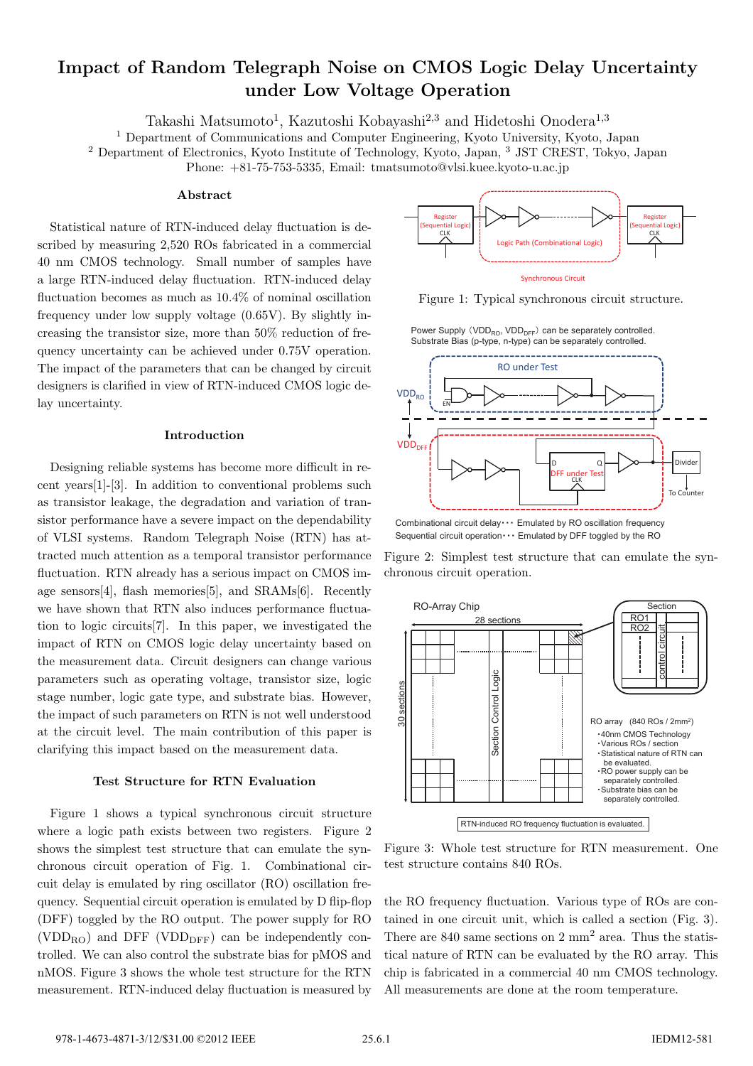# Impact of Random Telegraph Noise on CMOS Logic Delay Uncertainty under Low Voltage Operation

Takashi Matsumoto[1], Kazutoshi Kobayashi[2,3] and Hidetoshi Onodera[1,3]

[1] Department of Communications and Computer Engineering, Kyoto University, Kyoto, Japan
[2] Department of Electronics, Kyoto Institute of Technology, Kyoto, Japan, [3] JST CREST, Tokyo, Japan
Phone: +81-75-753-5335, Email: tmatsumoto@vlsi.kuee.kyoto-u.ac.jp

## Abstract

Statistical nature of RTN-induced delay fluctuation is described by measuring 2,520 ROs fabricated in a commercial 40 nm CMOS technology. Small number of samples have a large RTN-induced delay fluctuation. RTN-induced delay fluctuation becomes as much as 10.4% of nominal oscillation frequency under low supply voltage (0.65V). By slightly increasing the transistor size, more than 50% reduction of frequency uncertainty can be achieved under 0.75V operation. The impact of the parameters that can be changed by circuit designers is clarified in view of RTN-induced CMOS logic delay uncertainty.

## Introduction

Designing reliable systems has become more difficult in recent years[1]-[3]. In addition to conventional problems such as transistor leakage, the degradation and variation of transistor performance have a severe impact on the dependability of VLSI systems. Random Telegraph Noise (RTN) has attracted much attention as a temporal transistor performance fluctuation. RTN already has a serious impact on CMOS image sensors[4], flash memories[5], and SRAMs[6]. Recently we have shown that RTN also induces performance fluctuation to logic circuits[7]. In this paper, we investigated the impact of RTN on CMOS logic delay uncertainty based on the measurement data. Circuit designers can change various parameters such as operating voltage, transistor size, logic stage number, logic gate type, and substrate bias. However, the impact of such parameters on RTN is not well understood at the circuit level. The main contribution of this paper is clarifying this impact based on the measurement data.

## Test Structure for RTN Evaluation

Figure 1 shows a typical synchronous circuit structure where a logic path exists between two registers. Figure 2 shows the simplest test structure that can emulate the synchronous circuit operation of Fig. 1. Combinational circuit delay is emulated by ring oscillator (RO) oscillation frequency. Sequential circuit operation is emulated by D flip-flop (DFF) toggled by the RO output. The power supply for RO ($VDD_{RO}$) and DFF ($VDD_{DFF}$) can be independently controlled. We can also control the substrate bias for pMOS and nMOS. Figure 3 shows the whole test structure for the RTN measurement. RTN-induced delay fluctuation is measured by the RO frequency fluctuation. Various type of ROs are contained in one circuit unit, which is called a section (Fig. 3). There are 840 same sections on 2 mm$^2$ area. Thus the statistical nature of RTN can be evaluated by the RO array. This chip is fabricated in a commercial 40 nm CMOS technology. All measurements are done at the room temperature.

Figure 1: Typical synchronous circuit structure.

Figure 2: Simplest test structure that can emulate the synchronous circuit operation.

Figure 3: Whole test structure for RTN measurement. One test structure contains 840 ROs.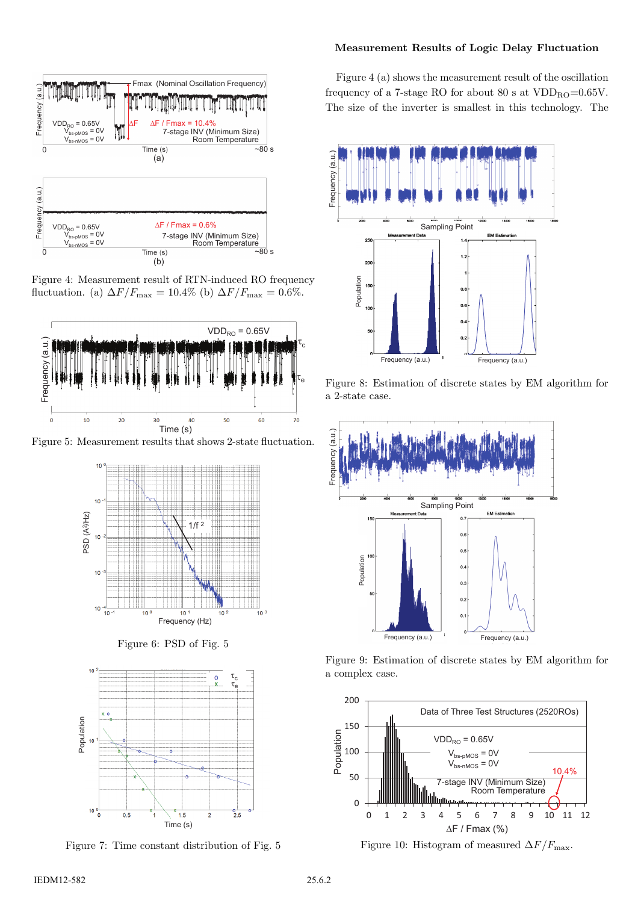Figure 4: Measurement result of RTN-induced RO frequency fluctuation. (a) $\Delta F/F_{\max} = 10.4\%$ (b) $\Delta F/F_{\max} = 0.6\%$.

Figure 5: Measurement results that shows 2-state fluctuation.

Figure 6: PSD of Fig. 5

Figure 7: Time constant distribution of Fig. 5

### Measurement Results of Logic Delay Fluctuation

Figure 4 (a) shows the measurement result of the oscillation frequency of a 7-stage RO for about 80 s at $\mathrm{VDD_{RO}}$=0.65V. The size of the inverter is smallest in this technology. The

Figure 8: Estimation of discrete states by EM algorithm for a 2-state case.

Figure 9: Estimation of discrete states by EM algorithm for a complex case.

Figure 10: Histogram of measured $\Delta F/F_{\max}$.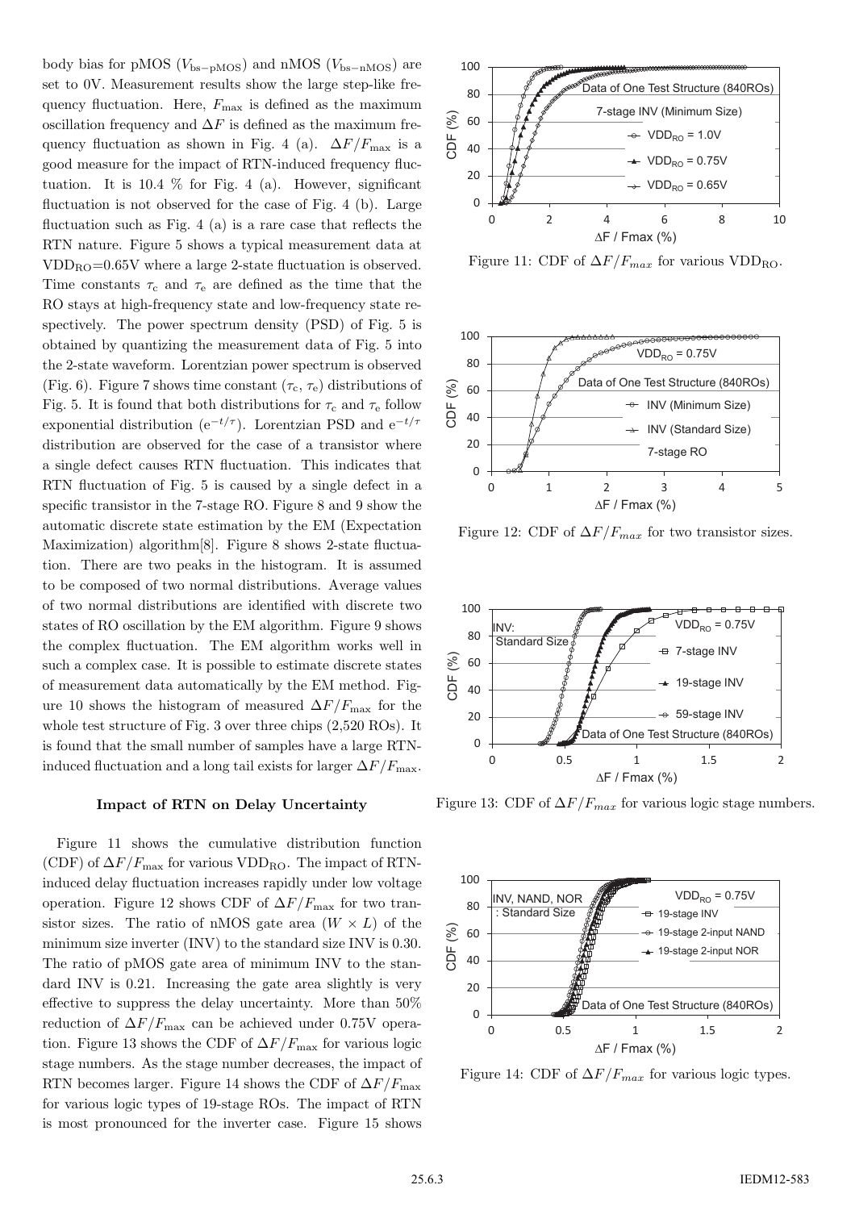body bias for pMOS ($V_{\text{bs-pMOS}}$) and nMOS ($V_{\text{bs-nMOS}}$) are set to 0V. Measurement results show the large step-like frequency fluctuation. Here, $F_{\max}$ is defined as the maximum oscillation frequency and $\Delta F$ is defined as the maximum frequency fluctuation as shown in Fig. 4 (a). $\Delta F/F_{\max}$ is a good measure for the impact of RTN-induced frequency fluctuation. It is 10.4 % for Fig. 4 (a). However, significant fluctuation is not observed for the case of Fig. 4 (b). Large fluctuation such as Fig. 4 (a) is a rare case that reflects the RTN nature. Figure 5 shows a typical measurement data at $\text{VDD}_{\text{RO}}$=0.65V where a large 2-state fluctuation is observed. Time constants $\tau_c$ and $\tau_e$ are defined as the time that the RO stays at high-frequency state and low-frequency state respectively. The power spectrum density (PSD) of Fig. 5 is obtained by quantizing the measurement data of Fig. 5 into the 2-state waveform. Lorentzian power spectrum is observed (Fig. 6). Figure 7 shows time constant ($\tau_c$, $\tau_e$) distributions of Fig. 5. It is found that both distributions for $\tau_c$ and $\tau_e$ follow exponential distribution ($e^{-t/\tau}$). Lorentzian PSD and $e^{-t/\tau}$ distribution are observed for the case of a transistor where a single defect causes RTN fluctuation. This indicates that RTN fluctuation of Fig. 5 is caused by a single defect in a specific transistor in the 7-stage RO. Figure 8 and 9 show the automatic discrete state estimation by the EM (Expectation Maximization) algorithm[8]. Figure 8 shows 2-state fluctuation. There are two peaks in the histogram. It is assumed to be composed of two normal distributions. Average values of two normal distributions are identified with discrete two states of RO oscillation by the EM algorithm. Figure 9 shows the complex fluctuation. The EM algorithm works well in such a complex case. It is possible to estimate discrete states of measurement data automatically by the EM method. Figure 10 shows the histogram of measured $\Delta F/F_{\max}$ for the whole test structure of Fig. 3 over three chips (2,520 ROs). It is found that the small number of samples have a large RTN-induced fluctuation and a long tail exists for larger $\Delta F/F_{\max}$.

### Impact of RTN on Delay Uncertainty

Figure 11 shows the cumulative distribution function (CDF) of $\Delta F/F_{\max}$ for various $\text{VDD}_{\text{RO}}$. The impact of RTN-induced delay fluctuation increases rapidly under low voltage operation. Figure 12 shows CDF of $\Delta F/F_{\max}$ for two transistor sizes. The ratio of nMOS gate area ($W \times L$) of the minimum size inverter (INV) to the standard size INV is 0.30. The ratio of pMOS gate area of minimum INV to the standard INV is 0.21. Increasing the gate area slightly is very effective to suppress the delay uncertainty. More than 50% reduction of $\Delta F/F_{\max}$ can be achieved under 0.75V operation. Figure 13 shows the CDF of $\Delta F/F_{\max}$ for various logic stage numbers. As the stage number decreases, the impact of RTN becomes larger. Figure 14 shows the CDF of $\Delta F/F_{\max}$ for various logic types of 19-stage ROs. The impact of RTN is most pronounced for the inverter case. Figure 15 shows

Figure 11: CDF of $\Delta F/F_{max}$ for various $\text{VDD}_{\text{RO}}$.

Figure 12: CDF of $\Delta F/F_{max}$ for two transistor sizes.

Figure 13: CDF of $\Delta F/F_{max}$ for various logic stage numbers.

Figure 14: CDF of $\Delta F/F_{max}$ for various logic types.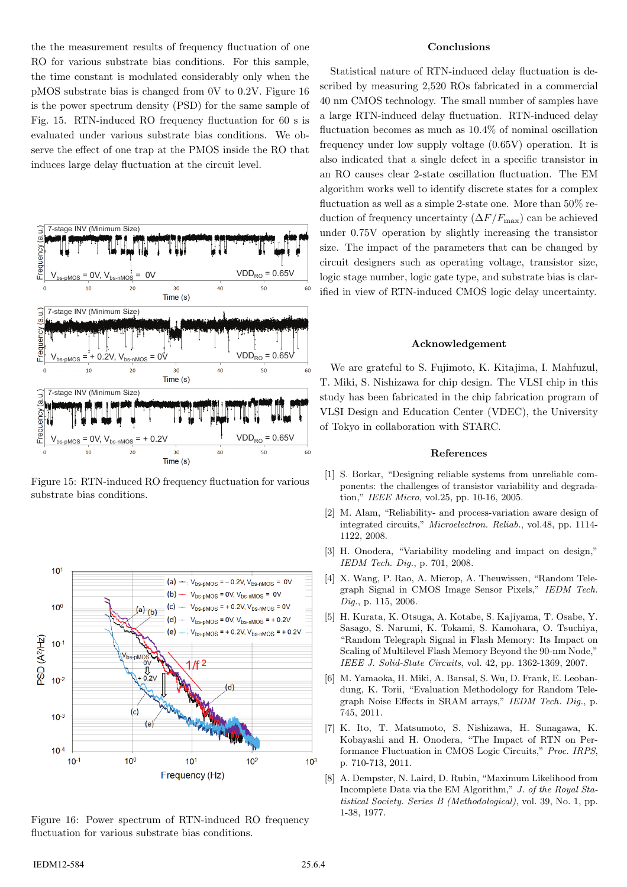the the measurement results of frequency fluctuation of one RO for various substrate bias conditions. For this sample, the time constant is modulated considerably only when the pMOS substrate bias is changed from 0V to 0.2V. Figure 16 is the power spectrum density (PSD) for the same sample of Fig. 15. RTN-induced RO frequency fluctuation for 60 s is evaluated under various substrate bias conditions. We observe the effect of one trap at the PMOS inside the RO that induces large delay fluctuation at the circuit level.

7-stage INV (Minimum Size)
Frequency (a.u.)
$V_{bs\text{-}pMOS}$ = 0V, $V_{bs\text{-}nMOS}$ = 0V
$VDD_{RO}$ = 0.65V
0 10 20 30 40 50 60
Time (s)

7-stage INV (Minimum Size)
Frequency (a.u.)
$V_{bs\text{-}pMOS}$ = + 0.2V, $V_{bs\text{-}nMOS}$ = 0V
$VDD_{RO}$ = 0.65V
0 10 20 30 40 50 60
Time (s)

7-stage INV (Minimum Size)
Frequency (a.u.)
$V_{bs\text{-}pMOS}$ = 0V, $V_{bs\text{-}nMOS}$ = + 0.2V
$VDD_{RO}$ = 0.65V
0 10 20 30 40 50 60
Time (s)

Figure 15: RTN-induced RO frequency fluctuation for various substrate bias conditions.

$10^1$
$10^0$
$10^{-1}$
$10^{-2}$
$10^{-3}$
$10^{-4}$
PSD ($A^2$/Hz)
$10^{-1}$ $10^0$ $10^1$ $10^2$ $10^3$
Frequency (Hz)
(a) $V_{bs\text{-}pMOS}$ = − 0.2V, $V_{bs\text{-}nMOS}$ = 0V
(b) $V_{bs\text{-}pMOS}$ = 0V, $V_{bs\text{-}nMOS}$ = 0V
(c) $V_{bs\text{-}pMOS}$ = + 0.2V, $V_{bs\text{-}nMOS}$ = 0V
(d) $V_{bs\text{-}pMOS}$ = 0V, $V_{bs\text{-}nMOS}$ = + 0.2V
(e) $V_{bs\text{-}pMOS}$ = + 0.2V, $V_{bs\text{-}nMOS}$ = + 0.2V
(a) (b)
$V_{bs\text{-}pMOS}$
0V
+ 0.2V
$1/f^2$
(c)
(d)
(e)

Figure 16: Power spectrum of RTN-induced RO frequency fluctuation for various substrate bias conditions.

## Conclusions

Statistical nature of RTN-induced delay fluctuation is described by measuring 2,520 ROs fabricated in a commercial 40 nm CMOS technology. The small number of samples have a large RTN-induced delay fluctuation. RTN-induced delay fluctuation becomes as much as 10.4% of nominal oscillation frequency under low supply voltage (0.65V) operation. It is also indicated that a single defect in a specific transistor in an RO causes clear 2-state oscillation fluctuation. The EM algorithm works well to identify discrete states for a complex fluctuation as well as a simple 2-state one. More than 50% reduction of frequency uncertainty ($\Delta F/F_{\max}$) can be achieved under 0.75V operation by slightly increasing the transistor size. The impact of the parameters that can be changed by circuit designers such as operating voltage, transistor size, logic stage number, logic gate type, and substrate bias is clarified in view of RTN-induced CMOS logic delay uncertainty.

## Acknowledgement

We are grateful to S. Fujimoto, K. Kitajima, I. Mahfuzul, T. Miki, S. Nishizawa for chip design. The VLSI chip in this study has been fabricated in the chip fabrication program of VLSI Design and Education Center (VDEC), the University of Tokyo in collaboration with STARC.

## References

[1] S. Borkar, "Designing reliable systems from unreliable components: the challenges of transistor variability and degradation," *IEEE Micro*, vol.25, pp. 10-16, 2005.

[2] M. Alam, "Reliability- and process-variation aware design of integrated circuits," *Microelectron. Reliab.*, vol.48, pp. 1114-1122, 2008.

[3] H. Onodera, "Variability modeling and impact on design," *IEDM Tech. Dig.*, p. 701, 2008.

[4] X. Wang, P. Rao, A. Mierop, A. Theuwissen, "Random Telegraph Signal in CMOS Image Sensor Pixels," *IEDM Tech. Dig.*, p. 115, 2006.

[5] H. Kurata, K. Otsuga, A. Kotabe, S. Kajiyama, T. Osabe, Y. Sasago, S. Narumi, K. Tokami, S. Kamohara, O. Tsuchiya, "Random Telegraph Signal in Flash Memory: Its Impact on Scaling of Multilevel Flash Memory Beyond the 90-nm Node," *IEEE J. Solid-State Circuits*, vol. 42, pp. 1362-1369, 2007.

[6] M. Yamaoka, H. Miki, A. Bansal, S. Wu, D. Frank, E. Leobandung, K. Torii, "Evaluation Methodology for Random Telegraph Noise Effects in SRAM arrays," *IEDM Tech. Dig.*, p. 745, 2011.

[7] K. Ito, T. Matsumoto, S. Nishizawa, H. Sunagawa, K. Kobayashi and H. Onodera, "The Impact of RTN on Performance Fluctuation in CMOS Logic Circuits," *Proc. IRPS*, p. 710-713, 2011.

[8] A. Dempster, N. Laird, D. Rubin, "Maximum Likelihood from Incomplete Data via the EM Algorithm," *J. of the Royal Statistical Society. Series B (Methodological)*, vol. 39, No. 1, pp. 1-38, 1977.